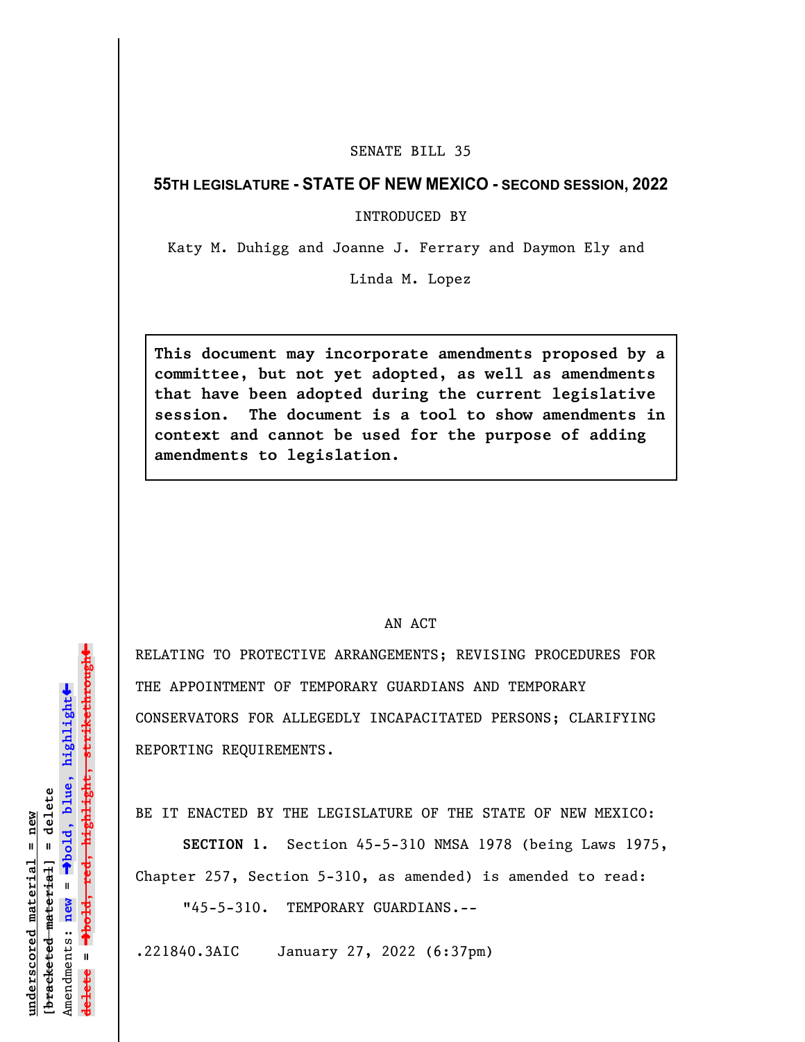SENATE BILL 35

**55TH LEGISLATURE - STATE OF NEW MEXICO - SECOND SESSION, 2022**

INTRODUCED BY

Katy M. Duhigg and Joanne J. Ferrary and Daymon Ely and Linda M. Lopez

**This document may incorporate amendments proposed by a committee, but not yet adopted, as well as amendments that have been adopted during the current legislative session. The document is a tool to show amendments in context and cannot be used for the purpose of adding amendments to legislation.**

AN ACT

RELATING TO PROTECTIVE ARRANGEMENTS; REVISING PROCEDURES FOR THE APPOINTMENT OF TEMPORARY GUARDIANS AND TEMPORARY CONSERVATORS FOR ALLEGEDLY INCAPACITATED PERSONS; CLARIFYING REPORTING REQUIREMENTS.

BE IT ENACTED BY THE LEGISLATURE OF THE STATE OF NEW MEXICO:

**SECTION 1.** Section 45-5-310 NMSA 1978 (being Laws 1975, Chapter 257, Section 5-310, as amended) is amended to read:

"45-5-310. TEMPORARY GUARDIANS.--

.221840.3AIC January 27, 2022 (6:37pm)

underscored material = new
[bracketed material] = delete
Amendments: new = →bold, blue, highlight←
delete = →bold, red, highlight, strikethrough←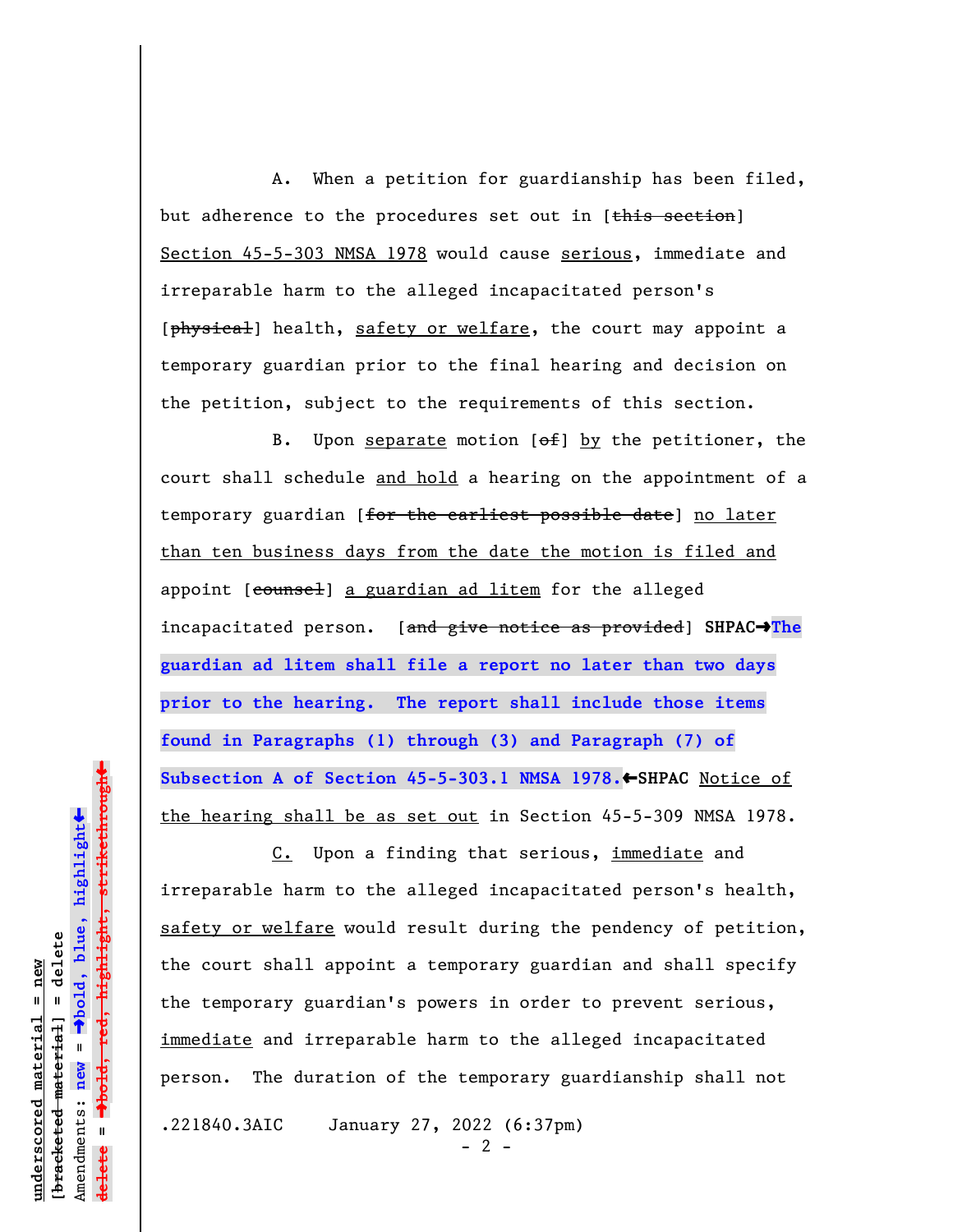A. When a petition for guardianship has been filed, but adherence to the procedures set out in [~~this section~~] Section 45-5-303 NMSA 1978 would cause serious, immediate and irreparable harm to the alleged incapacitated person's [~~physical~~] health, safety or welfare, the court may appoint a temporary guardian prior to the final hearing and decision on the petition, subject to the requirements of this section.

B. Upon separate motion [~~of~~] by the petitioner, the court shall schedule and hold a hearing on the appointment of a temporary guardian [~~for the earliest possible date~~] no later than ten business days from the date the motion is filed and appoint [~~counsel~~] a guardian ad litem for the alleged incapacitated person. [~~and give notice as provided~~] **SHPAC→The guardian ad litem shall file a report no later than two days prior to the hearing. The report shall include those items found in Paragraphs (1) through (3) and Paragraph (7) of Subsection A of Section 45-5-303.1 NMSA 1978.←SHPAC** Notice of the hearing shall be as set out in Section 45-5-309 NMSA 1978.

C. Upon a finding that serious, immediate and irreparable harm to the alleged incapacitated person's health, safety or welfare would result during the pendency of petition, the court shall appoint a temporary guardian and shall specify the temporary guardian's powers in order to prevent serious, immediate and irreparable harm to the alleged incapacitated person. The duration of the temporary guardianship shall not

.221840.3AIC January 27, 2022 (6:37pm)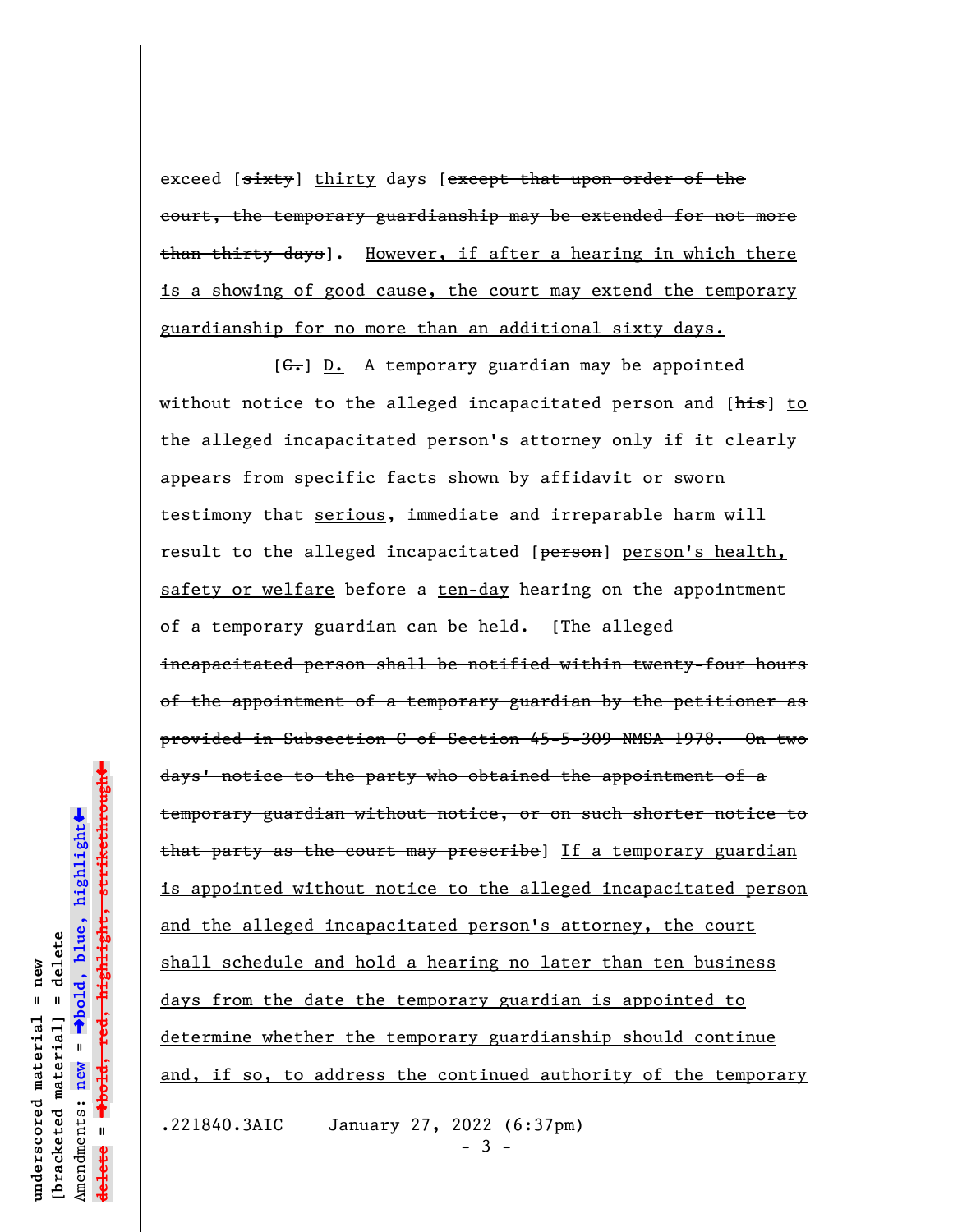exceed [~~sixty~~] <u>thirty</u> days [~~except that upon order of the court, the temporary guardianship may be extended for not more than thirty days~~]. <u>However, if after a hearing in which there is a showing of good cause, the court may extend the temporary guardianship for no more than an additional sixty days.</u>

[~~C.~~] <u>D.</u> A temporary guardian may be appointed without notice to the alleged incapacitated person and [~~his~~] <u>to the alleged incapacitated person's</u> attorney only if it clearly appears from specific facts shown by affidavit or sworn testimony that <u>serious</u>, immediate and irreparable harm will result to the alleged incapacitated [~~person~~] <u>person's health, safety or welfare</u> before a <u>ten-day</u> hearing on the appointment of a temporary guardian can be held. [~~The alleged incapacitated person shall be notified within twenty-four hours of the appointment of a temporary guardian by the petitioner as provided in Subsection C of Section 45-5-309 NMSA 1978. On two days' notice to the party who obtained the appointment of a temporary guardian without notice, or on such shorter notice to that party as the court may prescribe~~] <u>If a temporary guardian is appointed without notice to the alleged incapacitated person and the alleged incapacitated person's attorney, the court shall schedule and hold a hearing no later than ten business days from the date the temporary guardian is appointed to determine whether the temporary guardianship should continue and, if so, to address the continued authority of the temporary</u>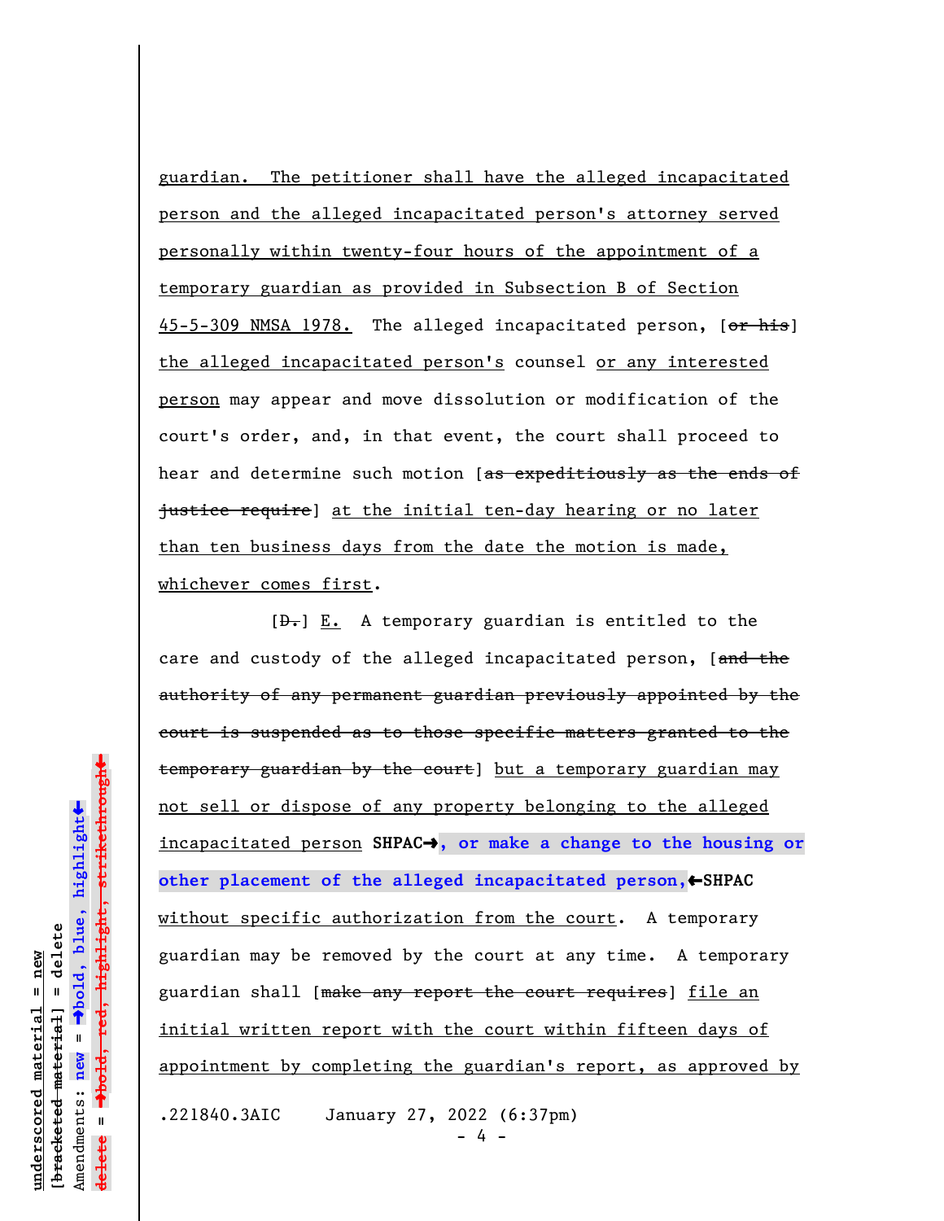guardian. The petitioner shall have the alleged incapacitated person and the alleged incapacitated person's attorney served personally within twenty-four hours of the appointment of a temporary guardian as provided in Subsection B of Section 45-5-309 NMSA 1978. The alleged incapacitated person, [~~or his~~] the alleged incapacitated person's counsel or any interested person may appear and move dissolution or modification of the court's order, and, in that event, the court shall proceed to hear and determine such motion [~~as expeditiously as the ends of justice require~~] at the initial ten-day hearing or no later than ten business days from the date the motion is made, whichever comes first.

[~~D.~~] E. A temporary guardian is entitled to the care and custody of the alleged incapacitated person, [~~and the authority of any permanent guardian previously appointed by the court is suspended as to those specific matters granted to the temporary guardian by the court~~] but a temporary guardian may not sell or dispose of any property belonging to the alleged incapacitated person **SHPAC→, or make a change to the housing or other placement of the alleged incapacitated person,←SHPAC** without specific authorization from the court. A temporary guardian may be removed by the court at any time. A temporary guardian shall [~~make any report the court requires~~] file an initial written report with the court within fifteen days of appointment by completing the guardian's report, as approved by

.221840.3AIC January 27, 2022 (6:37pm)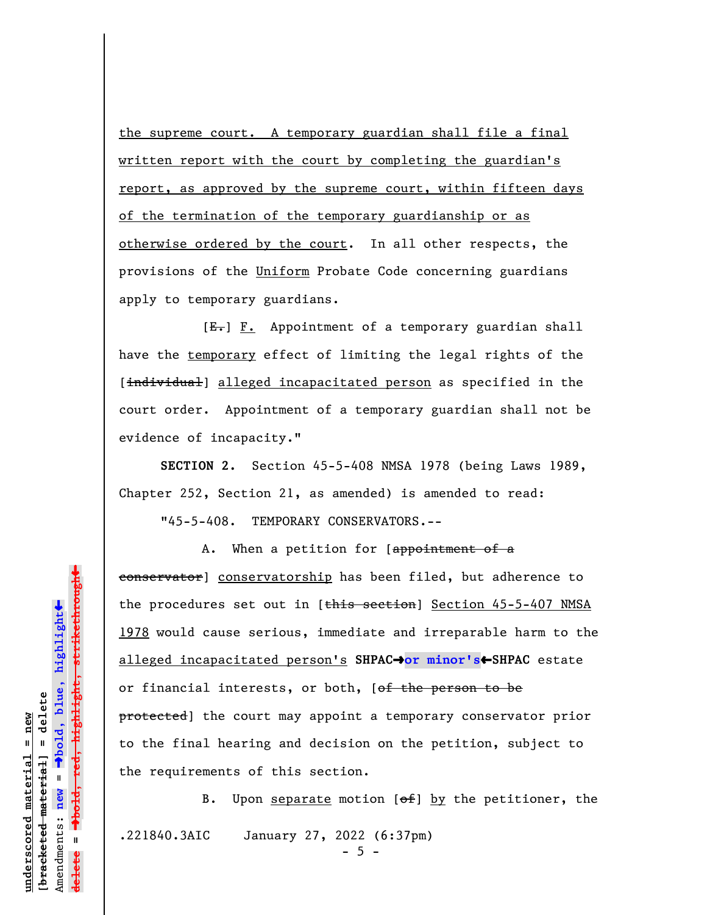the supreme court. A temporary guardian shall file a final written report with the court by completing the guardian's report, as approved by the supreme court, within fifteen days of the termination of the temporary guardianship or as otherwise ordered by the court. In all other respects, the provisions of the Uniform Probate Code concerning guardians apply to temporary guardians.

[~~E.~~] F. Appointment of a temporary guardian shall have the temporary effect of limiting the legal rights of the [~~individual~~] alleged incapacitated person as specified in the court order. Appointment of a temporary guardian shall not be evidence of incapacity."

**SECTION 2.** Section 45-5-408 NMSA 1978 (being Laws 1989, Chapter 252, Section 21, as amended) is amended to read:

"45-5-408. TEMPORARY CONSERVATORS.--

A. When a petition for [~~appointment of a conservator~~] conservatorship has been filed, but adherence to the procedures set out in [~~this section~~] Section 45-5-407 NMSA 1978 would cause serious, immediate and irreparable harm to the alleged incapacitated person's **SHPAC→or minor's←SHPAC** estate or financial interests, or both, [~~of the person to be protected~~] the court may appoint a temporary conservator prior to the final hearing and decision on the petition, subject to the requirements of this section.

B. Upon separate motion [~~of~~] by the petitioner, the

.221840.3AIC January 27, 2022 (6:37pm)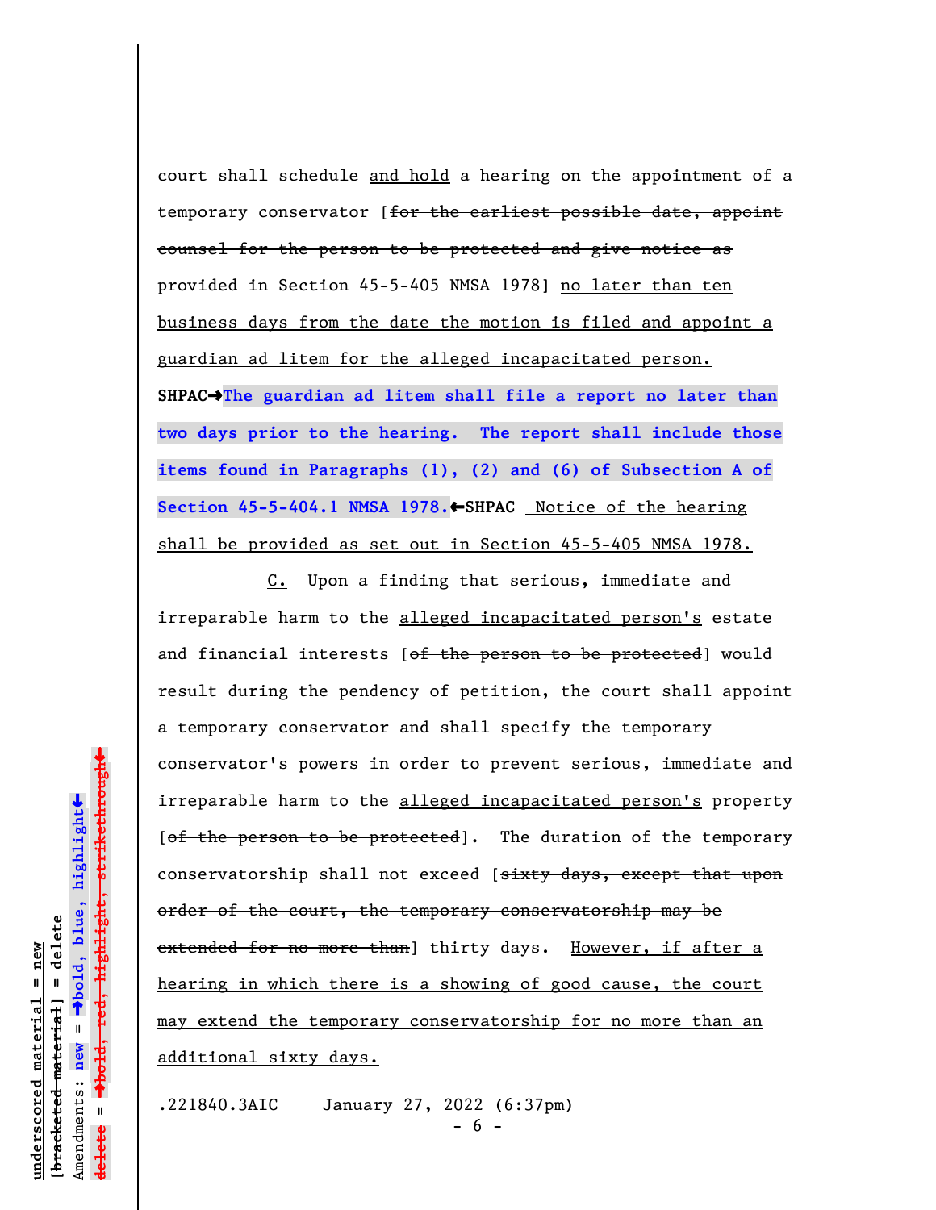court shall schedule and hold a hearing on the appointment of a temporary conservator [~~for the earliest possible date, appoint counsel for the person to be protected and give notice as provided in Section 45-5-405 NMSA 1978~~] no later than ten business days from the date the motion is filed and appoint a guardian ad litem for the alleged incapacitated person. **SHPAC→The guardian ad litem shall file a report no later than two days prior to the hearing. The report shall include those items found in Paragraphs (1), (2) and (6) of Subsection A of Section 45-5-404.1 NMSA 1978.←SHPAC** Notice of the hearing shall be provided as set out in Section 45-5-405 NMSA 1978.

C. Upon a finding that serious, immediate and irreparable harm to the alleged incapacitated person's estate and financial interests [~~of the person to be protected~~] would result during the pendency of petition, the court shall appoint a temporary conservator and shall specify the temporary conservator's powers in order to prevent serious, immediate and irreparable harm to the alleged incapacitated person's property [~~of the person to be protected~~]. The duration of the temporary conservatorship shall not exceed [~~sixty days, except that upon order of the court, the temporary conservatorship may be extended for no more than~~] thirty days. However, if after a hearing in which there is a showing of good cause, the court may extend the temporary conservatorship for no more than an additional sixty days.

.221840.3AIC January 27, 2022 (6:37pm)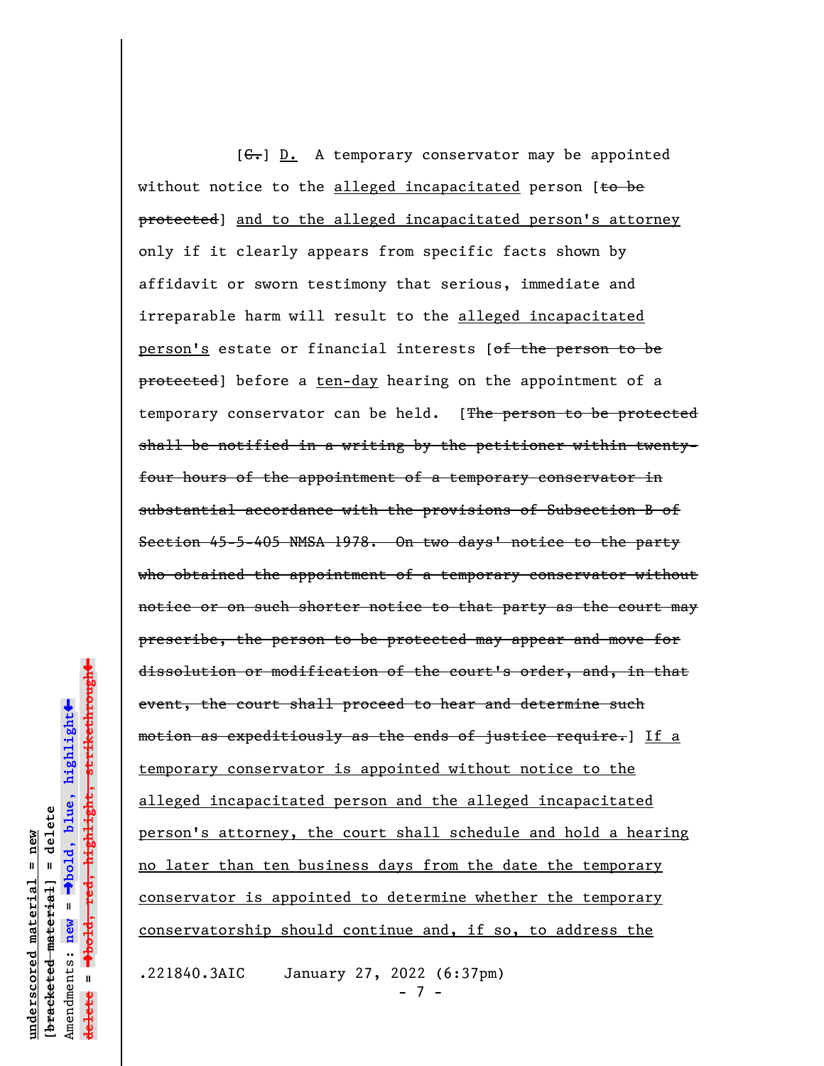[~~C.~~] D. A temporary conservator may be appointed without notice to the alleged incapacitated person [~~to be protected~~] and to the alleged incapacitated person's attorney only if it clearly appears from specific facts shown by affidavit or sworn testimony that serious, immediate and irreparable harm will result to the alleged incapacitated person's estate or financial interests [~~of the person to be protected~~] before a ten-day hearing on the appointment of a temporary conservator can be held. [~~The person to be protected shall be notified in a writing by the petitioner within twenty-four hours of the appointment of a temporary conservator in substantial accordance with the provisions of Subsection B of Section 45-5-405 NMSA 1978. On two days' notice to the party who obtained the appointment of a temporary conservator without notice or on such shorter notice to that party as the court may prescribe, the person to be protected may appear and move for dissolution or modification of the court's order, and, in that event, the court shall proceed to hear and determine such motion as expeditiously as the ends of justice require.~~] If a temporary conservator is appointed without notice to the alleged incapacitated person and the alleged incapacitated person's attorney, the court shall schedule and hold a hearing no later than ten business days from the date the temporary conservator is appointed to determine whether the temporary conservatorship should continue and, if so, to address the

.221840.3AIC January 27, 2022 (6:37pm)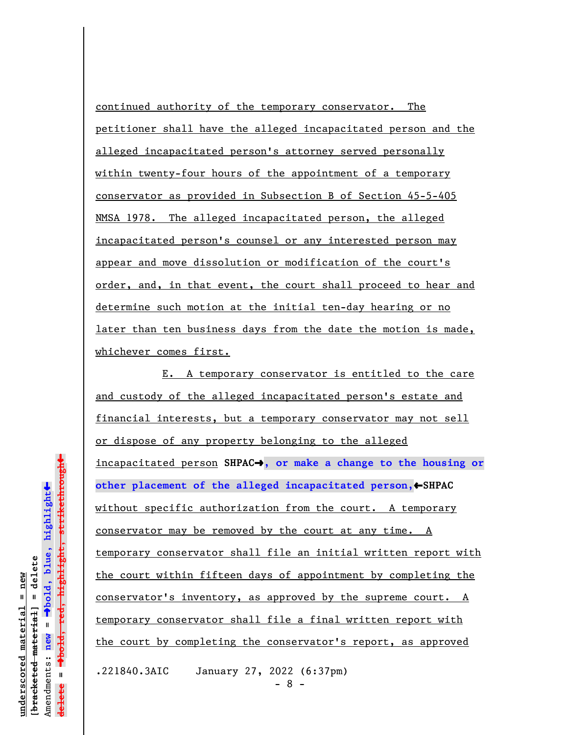continued authority of the temporary conservator. The petitioner shall have the alleged incapacitated person and the alleged incapacitated person's attorney served personally within twenty-four hours of the appointment of a temporary conservator as provided in Subsection B of Section 45-5-405 NMSA 1978. The alleged incapacitated person, the alleged incapacitated person's counsel or any interested person may appear and move dissolution or modification of the court's order, and, in that event, the court shall proceed to hear and determine such motion at the initial ten-day hearing or no later than ten business days from the date the motion is made, whichever comes first.

E. A temporary conservator is entitled to the care and custody of the alleged incapacitated person's estate and financial interests, but a temporary conservator may not sell or dispose of any property belonging to the alleged incapacitated person **SHPAC→, or make a change to the housing or other placement of the alleged incapacitated person,←SHPAC** without specific authorization from the court. A temporary conservator may be removed by the court at any time. A temporary conservator shall file an initial written report with the court within fifteen days of appointment by completing the conservator's inventory, as approved by the supreme court. A temporary conservator shall file a final written report with the court by completing the conservator's report, as approved

.221840.3AIC January 27, 2022 (6:37pm)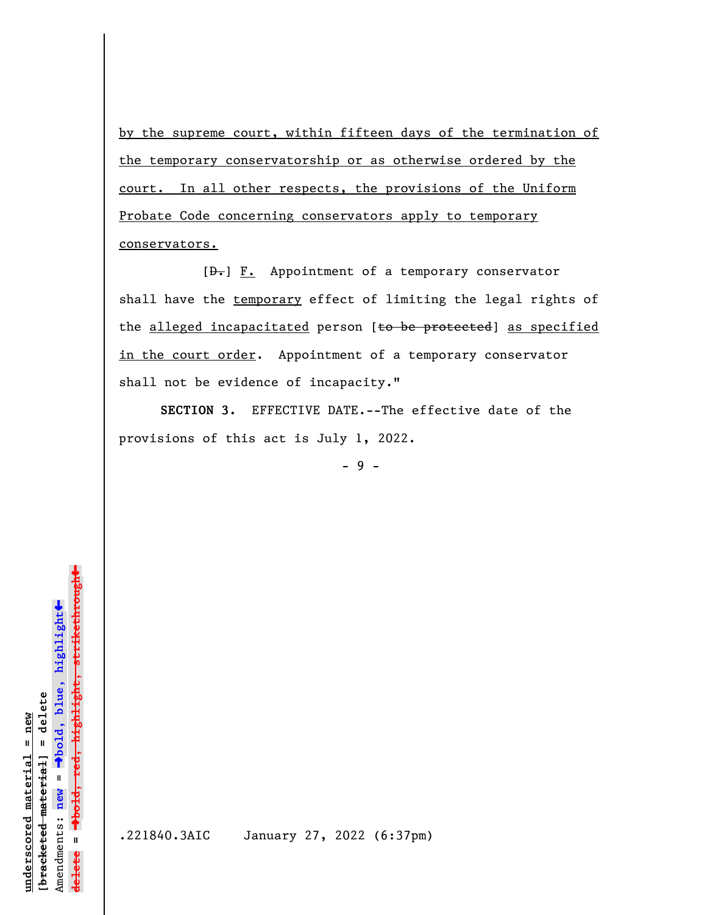by the supreme court, within fifteen days of the termination of the temporary conservatorship or as otherwise ordered by the court. In all other respects, the provisions of the Uniform Probate Code concerning conservators apply to temporary conservators.

[~~D.~~] F. Appointment of a temporary conservator shall have the temporary effect of limiting the legal rights of the alleged incapacitated person [~~to be protected~~] as specified in the court order. Appointment of a temporary conservator shall not be evidence of incapacity."

**SECTION 3.** EFFECTIVE DATE.--The effective date of the provisions of this act is July 1, 2022.

underscored material = new
[~~bracketed material~~] = delete
Amendments: new = ➔bold, blue, highlight⬅
~~delete~~ = ~~➔bold, red, highlight, strikethrough⬅~~

.221840.3AIC January 27, 2022 (6:37pm)